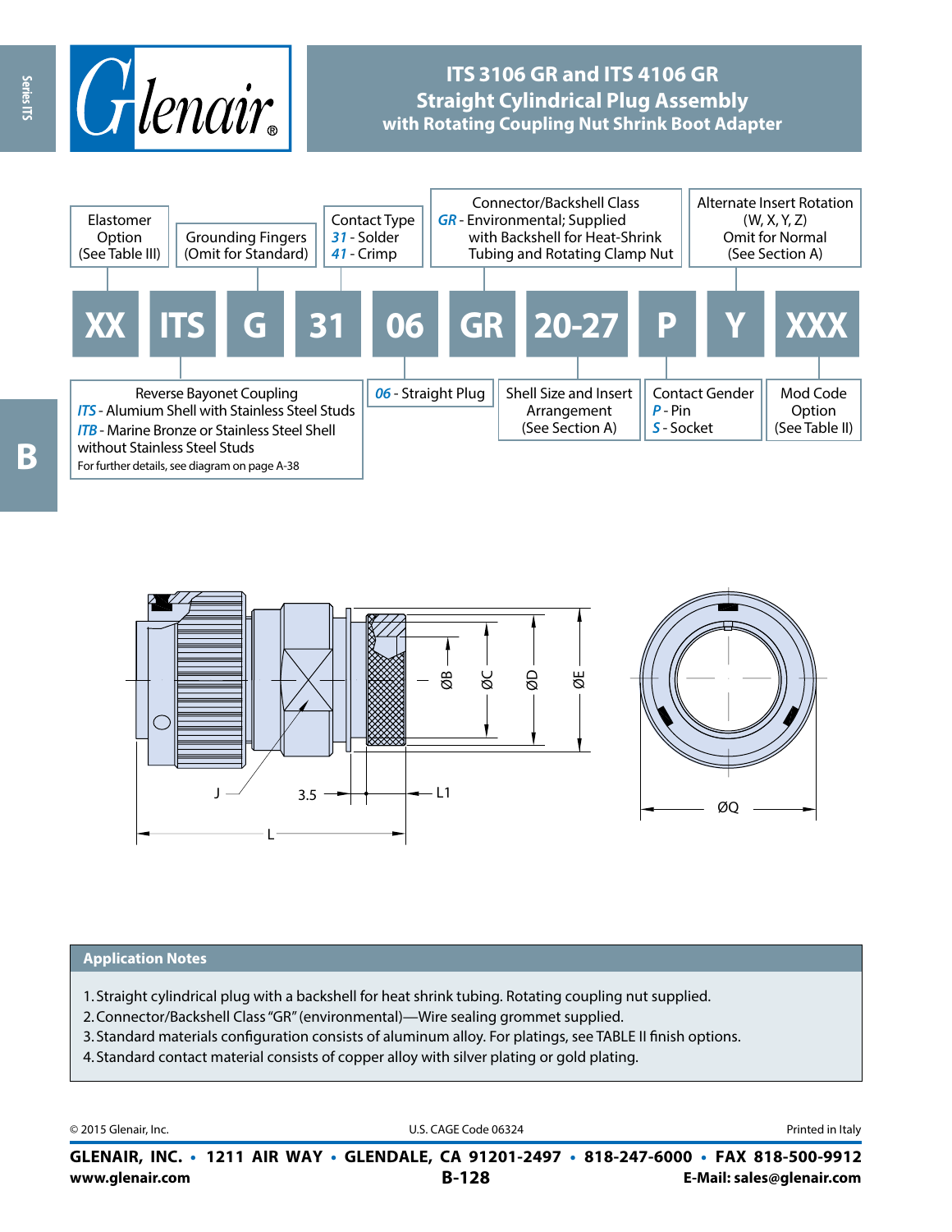# ITS 3106 GR and ITS 4106 GR
## Straight Cylindrical Plug Assembly
### with Rotating Coupling Nut Shrink Boot Adapter

| XX | ITS | G | 31 | 06 | GR | 20-27 | P | Y | XXX |
|---|---|---|---|---|---|---|---|---|---|
| Elastomer Option (See Table III) | Reverse Bayonet Coupling<br>*ITS* - Alumium Shell with Stainless Steel Studs<br>*ITB* - Marine Bronze or Stainless Steel Shell without Stainless Steel Studs<br>For further details, see diagram on page A-38 | Grounding Fingers (Omit for Standard) | Contact Type<br>*31* - Solder<br>*41* - Crimp | *06* - Straight Plug | Connector/Backshell Class<br>*GR* - Environmental; Supplied with Backshell for Heat-Shrink Tubing and Rotating Clamp Nut | Shell Size and Insert Arrangement (See Section A) | Contact Gender<br>*P* - Pin<br>*S* - Socket | Alternate Insert Rotation (W, X, Y, Z)<br>Omit for Normal (See Section A) | Mod Code Option (See Table II) |

J, 3.5, L1, L, ØB, ØC, ØD, ØE, ØQ

## Application Notes

1. Straight cylindrical plug with a backshell for heat shrink tubing. Rotating coupling nut supplied.
2. Connector/Backshell Class "GR" (environmental)—Wire sealing grommet supplied.
3. Standard materials configuration consists of aluminum alloy. For platings, see TABLE II finish options.
4. Standard contact material consists of copper alloy with silver plating or gold plating.

© 2015 Glenair, Inc. U.S. CAGE Code 06324 Printed in Italy

**GLENAIR, INC. • 1211 AIR WAY • GLENDALE, CA 91201-2497 • 818-247-6000 • FAX 818-500-9912**
**www.glenair.com** **E-Mail: sales@glenair.com**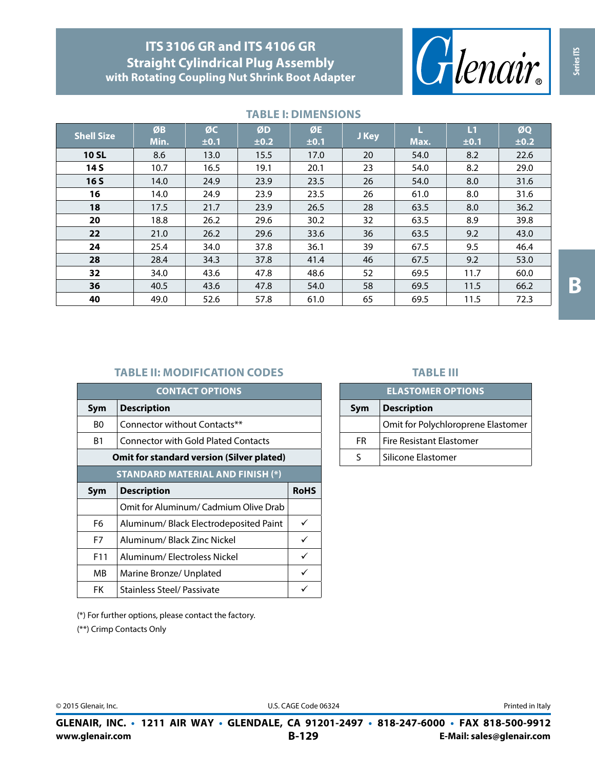# ITS 3106 GR and ITS 4106 GR
## Straight Cylindrical Plug Assembly
### with Rotating Coupling Nut Shrink Boot Adapter

## TABLE I: DIMENSIONS

| Shell Size | ØB Min. | ØC ±0.1 | ØD ±0.2 | ØE ±0.1 | J Key | L Max. | L1 ±0.1 | ØQ ±0.2 |
|---|---|---|---|---|---|---|---|---|
| **10 SL** | 8.6 | 13.0 | 15.5 | 17.0 | 20 | 54.0 | 8.2 | 22.6 |
| **14 S** | 10.7 | 16.5 | 19.1 | 20.1 | 23 | 54.0 | 8.2 | 29.0 |
| **16 S** | 14.0 | 24.9 | 23.9 | 23.5 | 26 | 54.0 | 8.0 | 31.6 |
| **16** | 14.0 | 24.9 | 23.9 | 23.5 | 26 | 61.0 | 8.0 | 31.6 |
| **18** | 17.5 | 21.7 | 23.9 | 26.5 | 28 | 63.5 | 8.0 | 36.2 |
| **20** | 18.8 | 26.2 | 29.6 | 30.2 | 32 | 63.5 | 8.9 | 39.8 |
| **22** | 21.0 | 26.2 | 29.6 | 33.6 | 36 | 63.5 | 9.2 | 43.0 |
| **24** | 25.4 | 34.0 | 37.8 | 36.1 | 39 | 67.5 | 9.5 | 46.4 |
| **28** | 28.4 | 34.3 | 37.8 | 41.4 | 46 | 67.5 | 9.2 | 53.0 |
| **32** | 34.0 | 43.6 | 47.8 | 48.6 | 52 | 69.5 | 11.7 | 60.0 |
| **36** | 40.5 | 43.6 | 47.8 | 54.0 | 58 | 69.5 | 11.5 | 66.2 |
| **40** | 49.0 | 52.6 | 57.8 | 61.0 | 65 | 69.5 | 11.5 | 72.3 |

## TABLE II: MODIFICATION CODES

| CONTACT OPTIONS | | |
|---|---|---|
| **Sym** | **Description** | |
| B0 | Connector without Contacts** | |
| B1 | Connector with Gold Plated Contacts | |
| **Omit for standard version (Silver plated)** | | |
| **STANDARD MATERIAL AND FINISH (*)** | | |
| **Sym** | **Description** | **RoHS** |
| | Omit for Aluminum/ Cadmium Olive Drab | |
| F6 | Aluminum/ Black Electrodeposited Paint | ✓ |
| F7 | Aluminum/ Black Zinc Nickel | ✓ |
| F11 | Aluminum/ Electroless Nickel | ✓ |
| MB | Marine Bronze/ Unplated | ✓ |
| FK | Stainless Steel/ Passivate | ✓ |

(*) For further options, please contact the factory.

(**) Crimp Contacts Only

## TABLE III

| ELASTOMER OPTIONS | |
|---|---|
| **Sym** | **Description** |
| | Omit for Polychloroprene Elastomer |
| FR | Fire Resistant Elastomer |
| S | Silicone Elastomer |